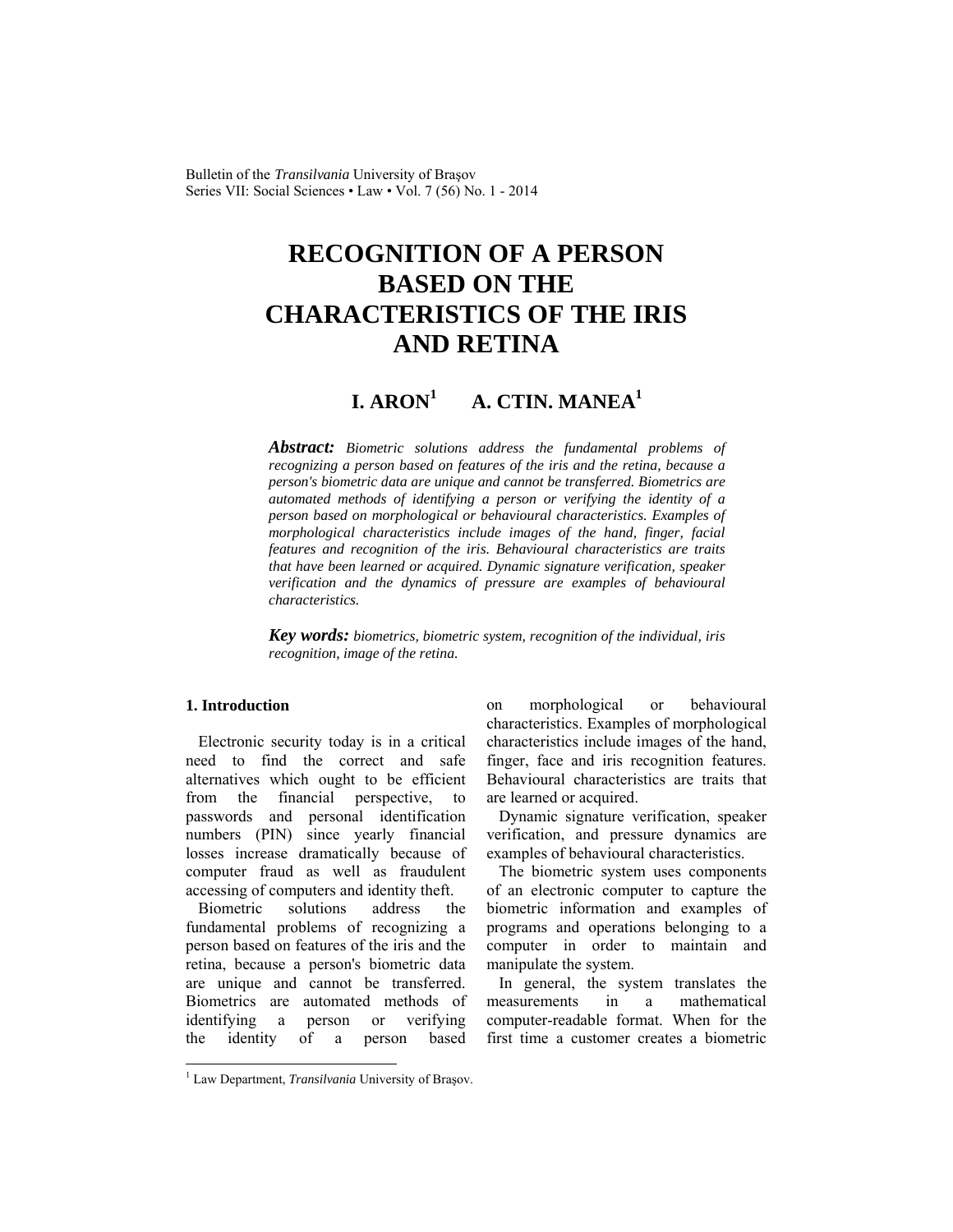Bulletin of the *Transilvania* University of Braşov
Series VII: Social Sciences • Law • Vol. 7 (56) No. 1 - 2014

# RECOGNITION OF A PERSON BASED ON THE CHARACTERISTICS OF THE IRIS AND RETINA

**I. ARON[1] A. CTIN. MANEA[1]**

***Abstract:*** *Biometric solutions address the fundamental problems of recognizing a person based on features of the iris and the retina, because a person's biometric data are unique and cannot be transferred. Biometrics are automated methods of identifying a person or verifying the identity of a person based on morphological or behavioural characteristics. Examples of morphological characteristics include images of the hand, finger, facial features and recognition of the iris. Behavioural characteristics are traits that have been learned or acquired. Dynamic signature verification, speaker verification and the dynamics of pressure are examples of behavioural characteristics.*

***Key words:*** *biometrics, biometric system, recognition of the individual, iris recognition, image of the retina.*

## 1. Introduction

Electronic security today is in a critical need to find the correct and safe alternatives which ought to be efficient from the financial perspective, to passwords and personal identification numbers (PIN) since yearly financial losses increase dramatically because of computer fraud as well as fraudulent accessing of computers and identity theft.

Biometric solutions address the fundamental problems of recognizing a person based on features of the iris and the retina, because a person's biometric data are unique and cannot be transferred. Biometrics are automated methods of identifying a person or verifying the identity of a person based on morphological or behavioural characteristics. Examples of morphological characteristics include images of the hand, finger, face and iris recognition features. Behavioural characteristics are traits that are learned or acquired.

Dynamic signature verification, speaker verification, and pressure dynamics are examples of behavioural characteristics.

The biometric system uses components of an electronic computer to capture the biometric information and examples of programs and operations belonging to a computer in order to maintain and manipulate the system.

In general, the system translates the measurements in a mathematical computer-readable format. When for the first time a customer creates a biometric

---

[1] Law Department, *Transilvania* University of Braşov.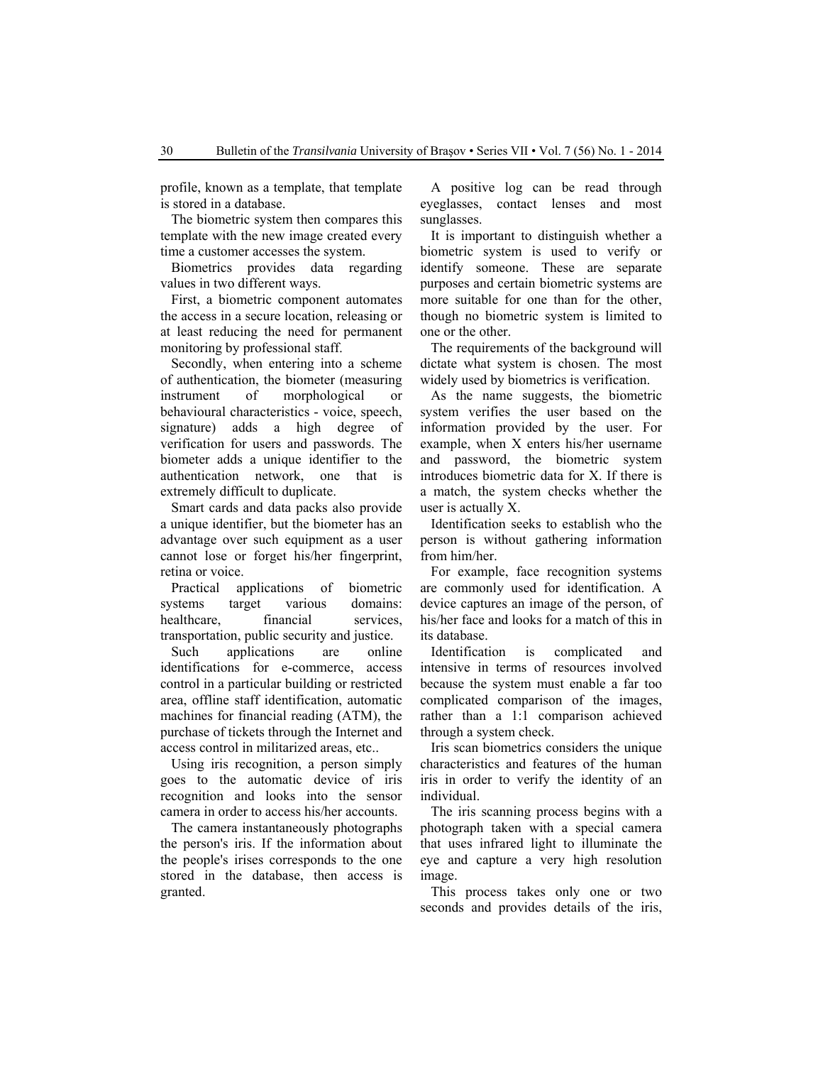profile, known as a template, that template is stored in a database.

The biometric system then compares this template with the new image created every time a customer accesses the system.

Biometrics provides data regarding values in two different ways.

First, a biometric component automates the access in a secure location, releasing or at least reducing the need for permanent monitoring by professional staff.

Secondly, when entering into a scheme of authentication, the biometer (measuring instrument of morphological or behavioural characteristics - voice, speech, signature) adds a high degree of verification for users and passwords. The biometer adds a unique identifier to the authentication network, one that is extremely difficult to duplicate.

Smart cards and data packs also provide a unique identifier, but the biometer has an advantage over such equipment as a user cannot lose or forget his/her fingerprint, retina or voice.

Practical applications of biometric systems target various domains: healthcare, financial services, transportation, public security and justice.

Such applications are online identifications for e-commerce, access control in a particular building or restricted area, offline staff identification, automatic machines for financial reading (ATM), the purchase of tickets through the Internet and access control in militarized areas, etc..

Using iris recognition, a person simply goes to the automatic device of iris recognition and looks into the sensor camera in order to access his/her accounts.

The camera instantaneously photographs the person's iris. If the information about the people's irises corresponds to the one stored in the database, then access is granted.

A positive log can be read through eyeglasses, contact lenses and most sunglasses.

It is important to distinguish whether a biometric system is used to verify or identify someone. These are separate purposes and certain biometric systems are more suitable for one than for the other, though no biometric system is limited to one or the other.

The requirements of the background will dictate what system is chosen. The most widely used by biometrics is verification.

As the name suggests, the biometric system verifies the user based on the information provided by the user. For example, when X enters his/her username and password, the biometric system introduces biometric data for X. If there is a match, the system checks whether the user is actually X.

Identification seeks to establish who the person is without gathering information from him/her.

For example, face recognition systems are commonly used for identification. A device captures an image of the person, of his/her face and looks for a match of this in its database.

Identification is complicated and intensive in terms of resources involved because the system must enable a far too complicated comparison of the images, rather than a 1:1 comparison achieved through a system check.

Iris scan biometrics considers the unique characteristics and features of the human iris in order to verify the identity of an individual.

The iris scanning process begins with a photograph taken with a special camera that uses infrared light to illuminate the eye and capture a very high resolution image.

This process takes only one or two seconds and provides details of the iris,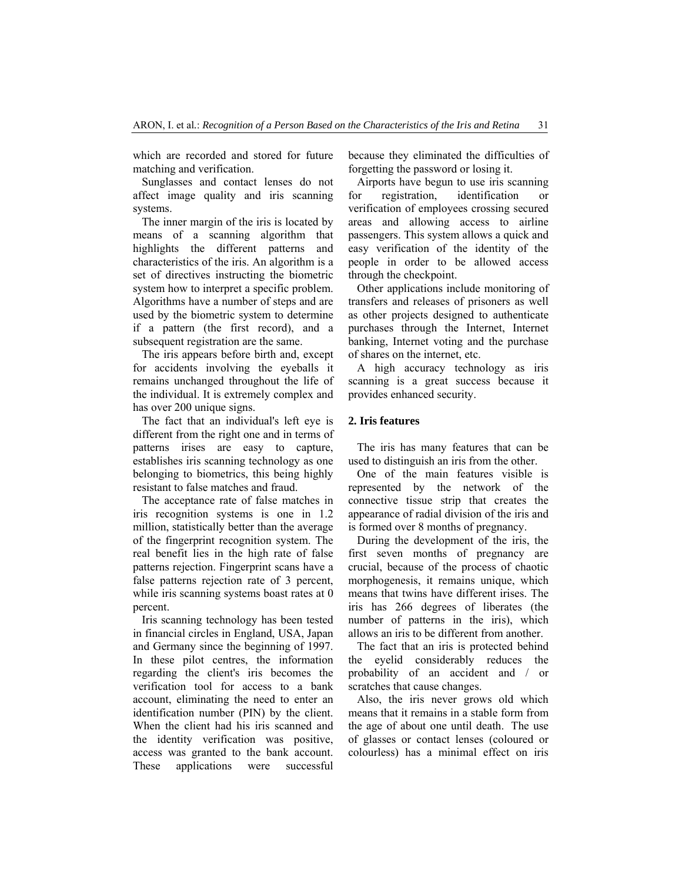which are recorded and stored for future matching and verification.

Sunglasses and contact lenses do not affect image quality and iris scanning systems.

The inner margin of the iris is located by means of a scanning algorithm that highlights the different patterns and characteristics of the iris. An algorithm is a set of directives instructing the biometric system how to interpret a specific problem. Algorithms have a number of steps and are used by the biometric system to determine if a pattern (the first record), and a subsequent registration are the same.

The iris appears before birth and, except for accidents involving the eyeballs it remains unchanged throughout the life of the individual. It is extremely complex and has over 200 unique signs.

The fact that an individual's left eye is different from the right one and in terms of patterns irises are easy to capture, establishes iris scanning technology as one belonging to biometrics, this being highly resistant to false matches and fraud.

The acceptance rate of false matches in iris recognition systems is one in 1.2 million, statistically better than the average of the fingerprint recognition system. The real benefit lies in the high rate of false patterns rejection. Fingerprint scans have a false patterns rejection rate of 3 percent, while iris scanning systems boast rates at 0 percent.

Iris scanning technology has been tested in financial circles in England, USA, Japan and Germany since the beginning of 1997. In these pilot centres, the information regarding the client's iris becomes the verification tool for access to a bank account, eliminating the need to enter an identification number (PIN) by the client. When the client had his iris scanned and the identity verification was positive, access was granted to the bank account. These applications were successful because they eliminated the difficulties of forgetting the password or losing it.

Airports have begun to use iris scanning for registration, identification or verification of employees crossing secured areas and allowing access to airline passengers. This system allows a quick and easy verification of the identity of the people in order to be allowed access through the checkpoint.

Other applications include monitoring of transfers and releases of prisoners as well as other projects designed to authenticate purchases through the Internet, Internet banking, Internet voting and the purchase of shares on the internet, etc.

A high accuracy technology as iris scanning is a great success because it provides enhanced security.

## 2. Iris features

The iris has many features that can be used to distinguish an iris from the other.

One of the main features visible is represented by the network of the connective tissue strip that creates the appearance of radial division of the iris and is formed over 8 months of pregnancy.

During the development of the iris, the first seven months of pregnancy are crucial, because of the process of chaotic morphogenesis, it remains unique, which means that twins have different irises. The iris has 266 degrees of liberates (the number of patterns in the iris), which allows an iris to be different from another.

The fact that an iris is protected behind the eyelid considerably reduces the probability of an accident and / or scratches that cause changes.

Also, the iris never grows old which means that it remains in a stable form from the age of about one until death. The use of glasses or contact lenses (coloured or colourless) has a minimal effect on iris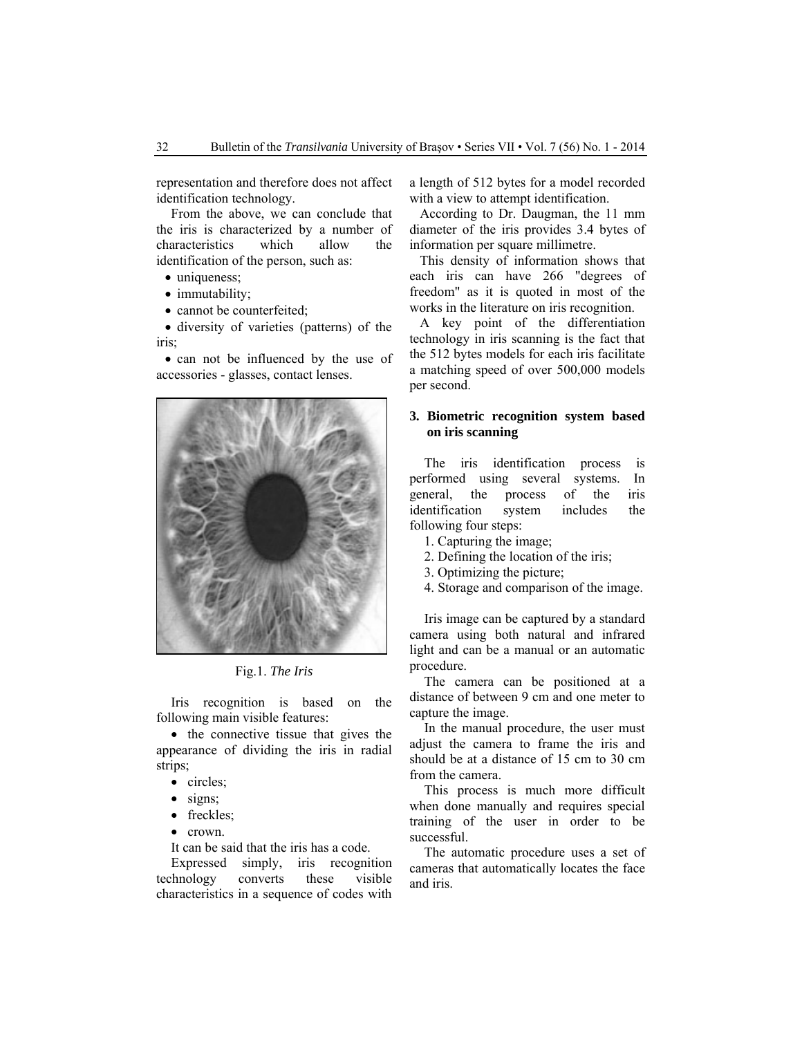representation and therefore does not affect identification technology.

From the above, we can conclude that the iris is characterized by a number of characteristics which allow the identification of the person, such as:

- uniqueness;
- immutability;
- cannot be counterfeited;
- diversity of varieties (patterns) of the iris;
- can not be influenced by the use of accessories - glasses, contact lenses.

Fig.1. *The Iris*

Iris recognition is based on the following main visible features:

- the connective tissue that gives the appearance of dividing the iris in radial strips;
- circles;
- signs;
- freckles;
- crown.

It can be said that the iris has a code.

Expressed simply, iris recognition technology converts these visible characteristics in a sequence of codes with a length of 512 bytes for a model recorded with a view to attempt identification.

According to Dr. Daugman, the 11 mm diameter of the iris provides 3.4 bytes of information per square millimetre.

This density of information shows that each iris can have 266 "degrees of freedom" as it is quoted in most of the works in the literature on iris recognition.

A key point of the differentiation technology in iris scanning is the fact that the 512 bytes models for each iris facilitate a matching speed of over 500,000 models per second.

## 3. Biometric recognition system based on iris scanning

The iris identification process is performed using several systems. In general, the process of the iris identification system includes the following four steps:

1. Capturing the image;
2. Defining the location of the iris;
3. Optimizing the picture;
4. Storage and comparison of the image.

Iris image can be captured by a standard camera using both natural and infrared light and can be a manual or an automatic procedure.

The camera can be positioned at a distance of between 9 cm and one meter to capture the image.

In the manual procedure, the user must adjust the camera to frame the iris and should be at a distance of 15 cm to 30 cm from the camera.

This process is much more difficult when done manually and requires special training of the user in order to be successful.

The automatic procedure uses a set of cameras that automatically locates the face and iris.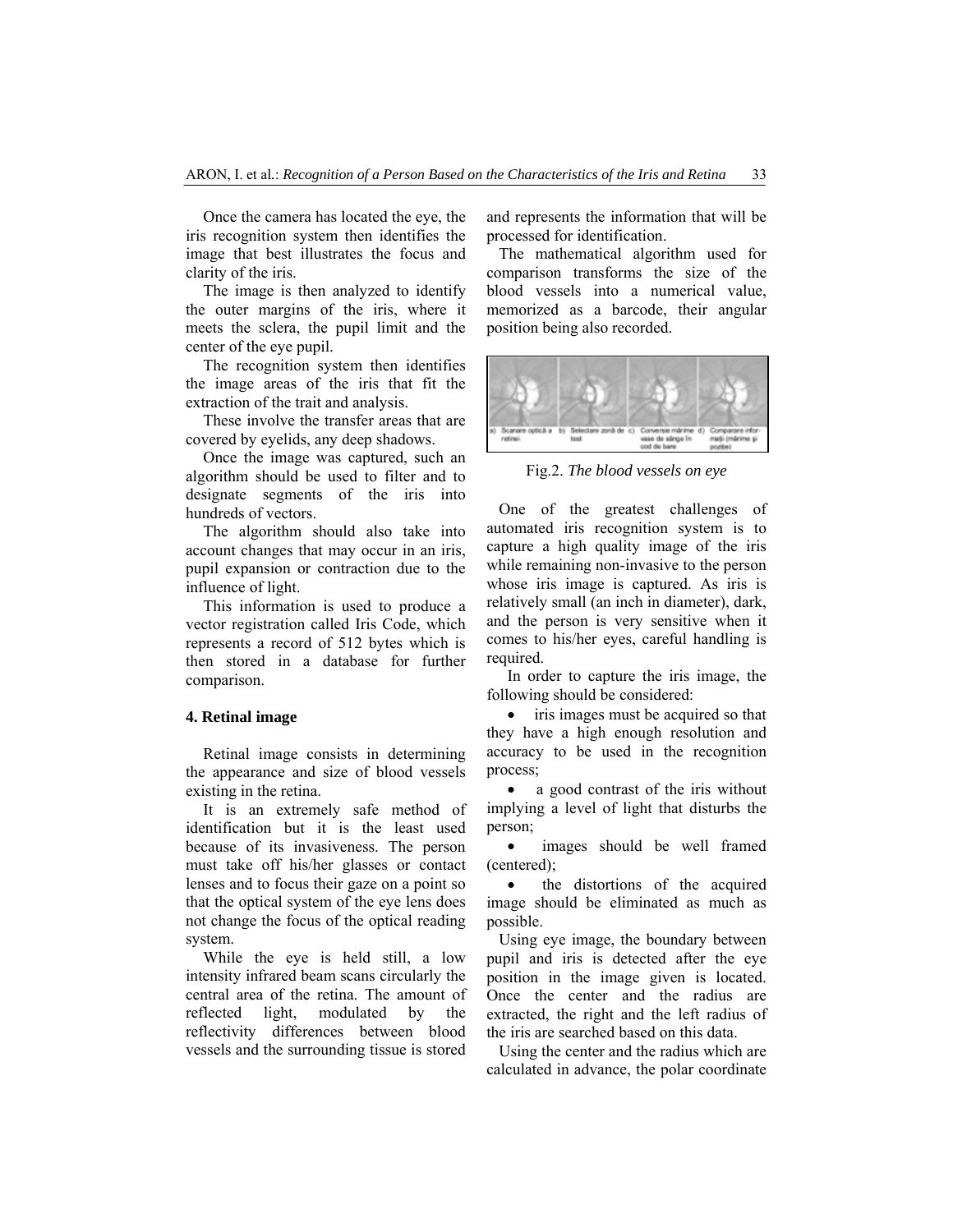Once the camera has located the eye, the iris recognition system then identifies the image that best illustrates the focus and clarity of the iris.

The image is then analyzed to identify the outer margins of the iris, where it meets the sclera, the pupil limit and the center of the eye pupil.

The recognition system then identifies the image areas of the iris that fit the extraction of the trait and analysis.

These involve the transfer areas that are covered by eyelids, any deep shadows.

Once the image was captured, such an algorithm should be used to filter and to designate segments of the iris into hundreds of vectors.

The algorithm should also take into account changes that may occur in an iris, pupil expansion or contraction due to the influence of light.

This information is used to produce a vector registration called Iris Code, which represents a record of 512 bytes which is then stored in a database for further comparison.

## 4. Retinal image

Retinal image consists in determining the appearance and size of blood vessels existing in the retina.

It is an extremely safe method of identification but it is the least used because of its invasiveness. The person must take off his/her glasses or contact lenses and to focus their gaze on a point so that the optical system of the eye lens does not change the focus of the optical reading system.

While the eye is held still, a low intensity infrared beam scans circularly the central area of the retina. The amount of reflected light, modulated by the reflectivity differences between blood vessels and the surrounding tissue is stored and represents the information that will be processed for identification.

The mathematical algorithm used for comparison transforms the size of the blood vessels into a numerical value, memorized as a barcode, their angular position being also recorded.

a) Scanare optică a retinei b) Selectare zonă de test c) Conversie mărime vase de sânge în cod de bare d) Comparare informaţii (mărime şi poziţie)

Fig.2. *The blood vessels on eye*

One of the greatest challenges of automated iris recognition system is to capture a high quality image of the iris while remaining non-invasive to the person whose iris image is captured. As iris is relatively small (an inch in diameter), dark, and the person is very sensitive when it comes to his/her eyes, careful handling is required.

In order to capture the iris image, the following should be considered:

- iris images must be acquired so that they have a high enough resolution and accuracy to be used in the recognition process;
- a good contrast of the iris without implying a level of light that disturbs the person;
- images should be well framed (centered);
- the distortions of the acquired image should be eliminated as much as possible.

Using eye image, the boundary between pupil and iris is detected after the eye position in the image given is located. Once the center and the radius are extracted, the right and the left radius of the iris are searched based on this data.

Using the center and the radius which are calculated in advance, the polar coordinate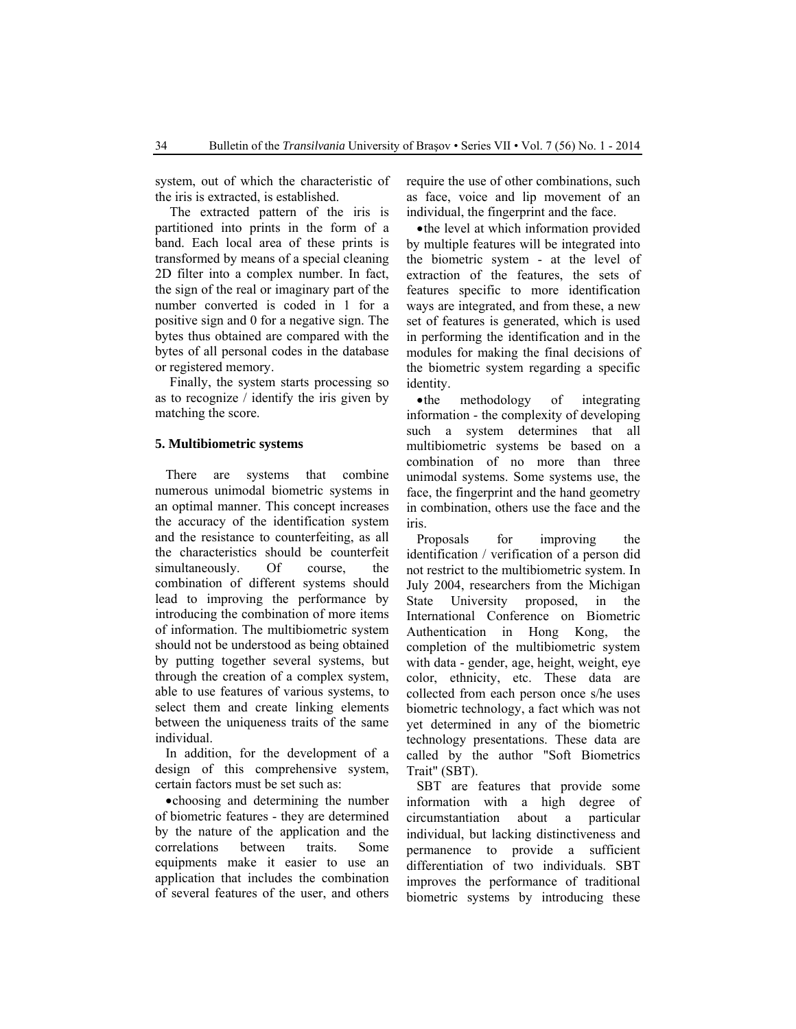system, out of which the characteristic of the iris is extracted, is established.

The extracted pattern of the iris is partitioned into prints in the form of a band. Each local area of these prints is transformed by means of a special cleaning 2D filter into a complex number. In fact, the sign of the real or imaginary part of the number converted is coded in 1 for a positive sign and 0 for a negative sign. The bytes thus obtained are compared with the bytes of all personal codes in the database or registered memory.

Finally, the system starts processing so as to recognize / identify the iris given by matching the score.

## 5. Multibiometric systems

There are systems that combine numerous unimodal biometric systems in an optimal manner. This concept increases the accuracy of the identification system and the resistance to counterfeiting, as all the characteristics should be counterfeit simultaneously. Of course, the combination of different systems should lead to improving the performance by introducing the combination of more items of information. The multibiometric system should not be understood as being obtained by putting together several systems, but through the creation of a complex system, able to use features of various systems, to select them and create linking elements between the uniqueness traits of the same individual.

In addition, for the development of a design of this comprehensive system, certain factors must be set such as:

- choosing and determining the number of biometric features - they are determined by the nature of the application and the correlations between traits. Some equipments make it easier to use an application that includes the combination of several features of the user, and others require the use of other combinations, such as face, voice and lip movement of an individual, the fingerprint and the face.
- the level at which information provided by multiple features will be integrated into the biometric system - at the level of extraction of the features, the sets of features specific to more identification ways are integrated, and from these, a new set of features is generated, which is used in performing the identification and in the modules for making the final decisions of the biometric system regarding a specific identity.
- the methodology of integrating information - the complexity of developing such a system determines that all multibiometric systems be based on a combination of no more than three unimodal systems. Some systems use, the face, the fingerprint and the hand geometry in combination, others use the face and the iris.

Proposals for improving the identification / verification of a person did not restrict to the multibiometric system. In July 2004, researchers from the Michigan State University proposed, in the International Conference on Biometric Authentication in Hong Kong, the completion of the multibiometric system with data - gender, age, height, weight, eye color, ethnicity, etc. These data are collected from each person once s/he uses biometric technology, a fact which was not yet determined in any of the biometric technology presentations. These data are called by the author "Soft Biometrics Trait" (SBT).

SBT are features that provide some information with a high degree of circumstantiation about a particular individual, but lacking distinctiveness and permanence to provide a sufficient differentiation of two individuals. SBT improves the performance of traditional biometric systems by introducing these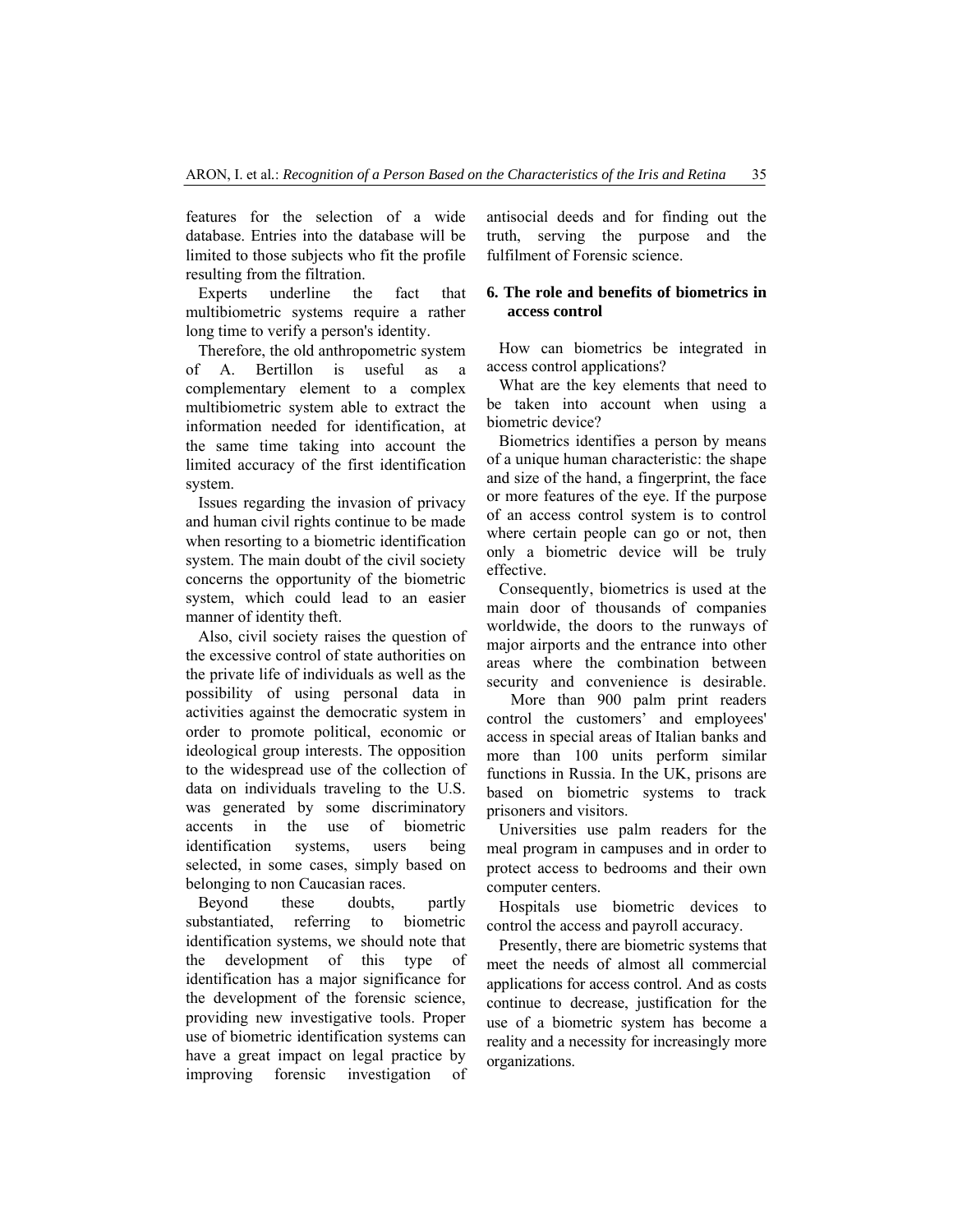features for the selection of a wide database. Entries into the database will be limited to those subjects who fit the profile resulting from the filtration.

Experts underline the fact that multibiometric systems require a rather long time to verify a person's identity.

Therefore, the old anthropometric system of A. Bertillon is useful as a complementary element to a complex multibiometric system able to extract the information needed for identification, at the same time taking into account the limited accuracy of the first identification system.

Issues regarding the invasion of privacy and human civil rights continue to be made when resorting to a biometric identification system. The main doubt of the civil society concerns the opportunity of the biometric system, which could lead to an easier manner of identity theft.

Also, civil society raises the question of the excessive control of state authorities on the private life of individuals as well as the possibility of using personal data in activities against the democratic system in order to promote political, economic or ideological group interests. The opposition to the widespread use of the collection of data on individuals traveling to the U.S. was generated by some discriminatory accents in the use of biometric identification systems, users being selected, in some cases, simply based on belonging to non Caucasian races.

Beyond these doubts, partly substantiated, referring to biometric identification systems, we should note that the development of this type of identification has a major significance for the development of the forensic science, providing new investigative tools. Proper use of biometric identification systems can have a great impact on legal practice by improving forensic investigation of antisocial deeds and for finding out the truth, serving the purpose and the fulfilment of Forensic science.

## 6. The role and benefits of biometrics in access control

How can biometrics be integrated in access control applications?

What are the key elements that need to be taken into account when using a biometric device?

Biometrics identifies a person by means of a unique human characteristic: the shape and size of the hand, a fingerprint, the face or more features of the eye. If the purpose of an access control system is to control where certain people can go or not, then only a biometric device will be truly effective.

Consequently, biometrics is used at the main door of thousands of companies worldwide, the doors to the runways of major airports and the entrance into other areas where the combination between security and convenience is desirable. More than 900 palm print readers control the customers' and employees' access in special areas of Italian banks and more than 100 units perform similar functions in Russia. In the UK, prisons are based on biometric systems to track prisoners and visitors.

Universities use palm readers for the meal program in campuses and in order to protect access to bedrooms and their own computer centers.

Hospitals use biometric devices to control the access and payroll accuracy.

Presently, there are biometric systems that meet the needs of almost all commercial applications for access control. And as costs continue to decrease, justification for the use of a biometric system has become a reality and a necessity for increasingly more organizations.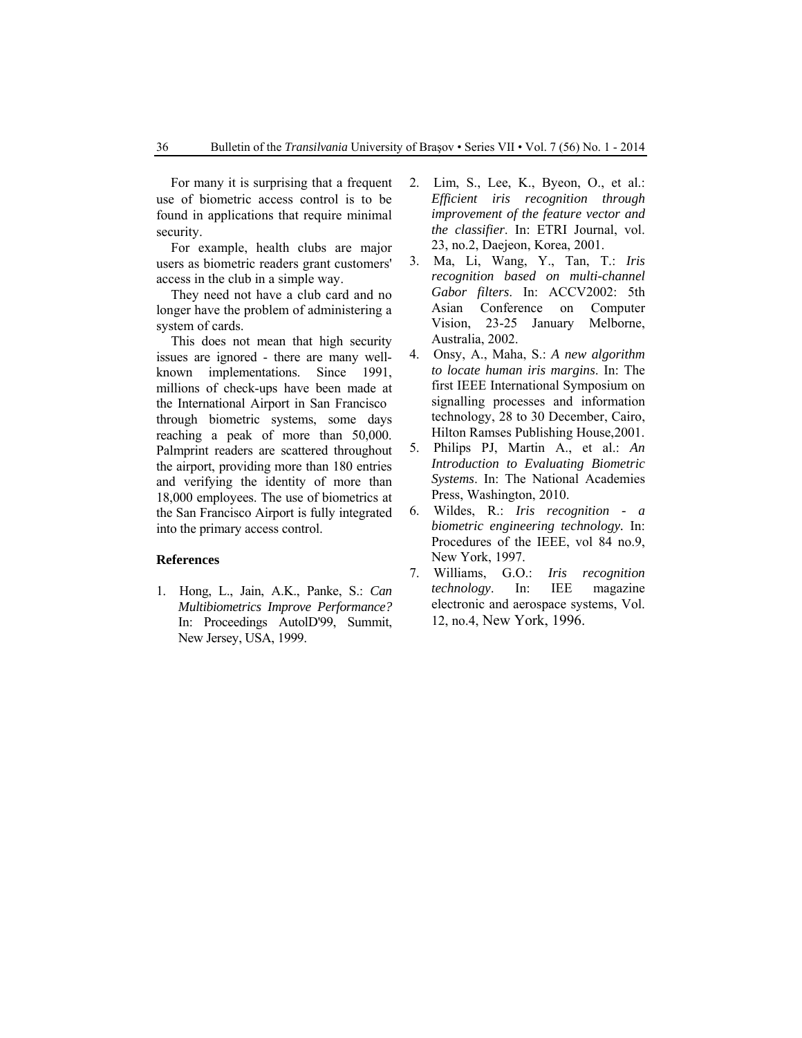For many it is surprising that a frequent use of biometric access control is to be found in applications that require minimal security.

For example, health clubs are major users as biometric readers grant customers' access in the club in a simple way.

They need not have a club card and no longer have the problem of administering a system of cards.

This does not mean that high security issues are ignored - there are many well-known implementations. Since 1991, millions of check-ups have been made at the International Airport in San Francisco through biometric systems, some days reaching a peak of more than 50,000. Palmprint readers are scattered throughout the airport, providing more than 180 entries and verifying the identity of more than 18,000 employees. The use of biometrics at the San Francisco Airport is fully integrated into the primary access control.

## References

1. Hong, L., Jain, A.K., Panke, S.: *Can Multibiometrics Improve Performance?* In: Proceedings AutolD'99, Summit, New Jersey, USA, 1999.
2. Lim, S., Lee, K., Byeon, O., et al.: *Efficient iris recognition through improvement of the feature vector and the classifier*. In: ETRI Journal, vol. 23, no.2, Daejeon, Korea, 2001.
3. Ma, Li, Wang, Y., Tan, T.: *Iris recognition based on multi-channel Gabor filters*. In: ACCV2002: 5th Asian Conference on Computer Vision, 23-25 January Melborne, Australia, 2002.
4. Onsy, A., Maha, S.: *A new algorithm to locate human iris margins*. In: The first IEEE International Symposium on signalling processes and information technology, 28 to 30 December, Cairo, Hilton Ramses Publishing House,2001.
5. Philips PJ, Martin A., et al.: *An Introduction to Evaluating Biometric Systems*. In: The National Academies Press, Washington, 2010.
6. Wildes, R.: *Iris recognition - a biometric engineering technology.* In: Procedures of the IEEE, vol 84 no.9, New York, 1997.
7. Williams, G.O.: *Iris recognition technology*. In: IEE magazine electronic and aerospace systems, Vol. 12, no.4, New York, 1996.